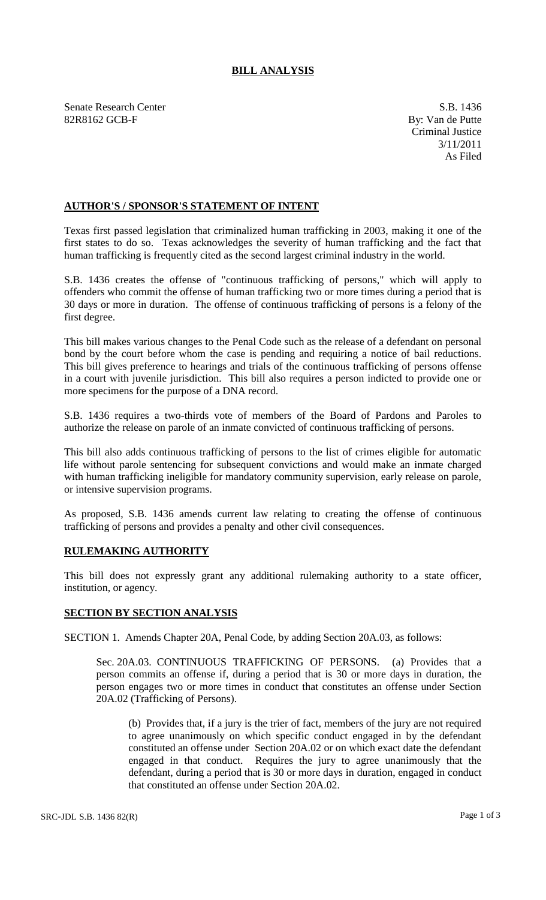# BILL ANALYSIS

Senate Research Center
82R8162 GCB-F

S.B. 1436
By: Van de Putte
Criminal Justice
3/11/2011
As Filed

## AUTHOR'S / SPONSOR'S STATEMENT OF INTENT

Texas first passed legislation that criminalized human trafficking in 2003, making it one of the first states to do so. Texas acknowledges the severity of human trafficking and the fact that human trafficking is frequently cited as the second largest criminal industry in the world.

S.B. 1436 creates the offense of "continuous trafficking of persons," which will apply to offenders who commit the offense of human trafficking two or more times during a period that is 30 days or more in duration. The offense of continuous trafficking of persons is a felony of the first degree.

This bill makes various changes to the Penal Code such as the release of a defendant on personal bond by the court before whom the case is pending and requiring a notice of bail reductions. This bill gives preference to hearings and trials of the continuous trafficking of persons offense in a court with juvenile jurisdiction. This bill also requires a person indicted to provide one or more specimens for the purpose of a DNA record.

S.B. 1436 requires a two-thirds vote of members of the Board of Pardons and Paroles to authorize the release on parole of an inmate convicted of continuous trafficking of persons.

This bill also adds continuous trafficking of persons to the list of crimes eligible for automatic life without parole sentencing for subsequent convictions and would make an inmate charged with human trafficking ineligible for mandatory community supervision, early release on parole, or intensive supervision programs.

As proposed, S.B. 1436 amends current law relating to creating the offense of continuous trafficking of persons and provides a penalty and other civil consequences.

## RULEMAKING AUTHORITY

This bill does not expressly grant any additional rulemaking authority to a state officer, institution, or agency.

## SECTION BY SECTION ANALYSIS

SECTION 1. Amends Chapter 20A, Penal Code, by adding Section 20A.03, as follows:

Sec. 20A.03. CONTINUOUS TRAFFICKING OF PERSONS. (a) Provides that a person commits an offense if, during a period that is 30 or more days in duration, the person engages two or more times in conduct that constitutes an offense under Section 20A.02 (Trafficking of Persons).

(b) Provides that, if a jury is the trier of fact, members of the jury are not required to agree unanimously on which specific conduct engaged in by the defendant constituted an offense under Section 20A.02 or on which exact date the defendant engaged in that conduct. Requires the jury to agree unanimously that the defendant, during a period that is 30 or more days in duration, engaged in conduct that constituted an offense under Section 20A.02.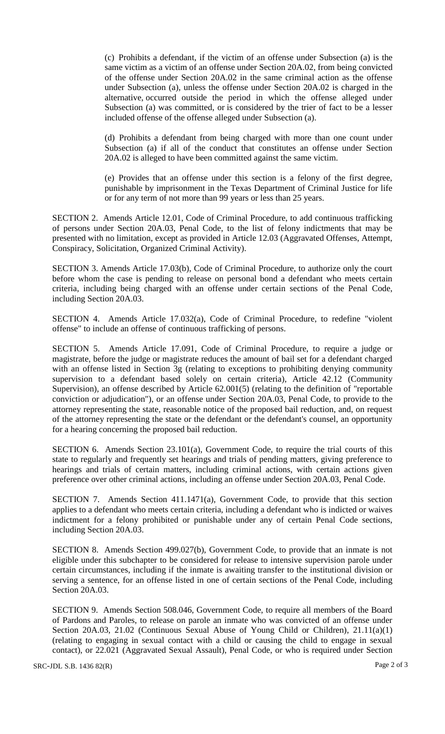(c) Prohibits a defendant, if the victim of an offense under Subsection (a) is the same victim as a victim of an offense under Section 20A.02, from being convicted of the offense under Section 20A.02 in the same criminal action as the offense under Subsection (a), unless the offense under Section 20A.02 is charged in the alternative, occurred outside the period in which the offense alleged under Subsection (a) was committed, or is considered by the trier of fact to be a lesser included offense of the offense alleged under Subsection (a).

(d) Prohibits a defendant from being charged with more than one count under Subsection (a) if all of the conduct that constitutes an offense under Section 20A.02 is alleged to have been committed against the same victim.

(e) Provides that an offense under this section is a felony of the first degree, punishable by imprisonment in the Texas Department of Criminal Justice for life or for any term of not more than 99 years or less than 25 years.

SECTION 2. Amends Article 12.01, Code of Criminal Procedure, to add continuous trafficking of persons under Section 20A.03, Penal Code, to the list of felony indictments that may be presented with no limitation, except as provided in Article 12.03 (Aggravated Offenses, Attempt, Conspiracy, Solicitation, Organized Criminal Activity).

SECTION 3. Amends Article 17.03(b), Code of Criminal Procedure, to authorize only the court before whom the case is pending to release on personal bond a defendant who meets certain criteria, including being charged with an offense under certain sections of the Penal Code, including Section 20A.03.

SECTION 4. Amends Article 17.032(a), Code of Criminal Procedure, to redefine "violent offense" to include an offense of continuous trafficking of persons.

SECTION 5. Amends Article 17.091, Code of Criminal Procedure, to require a judge or magistrate, before the judge or magistrate reduces the amount of bail set for a defendant charged with an offense listed in Section 3g (relating to exceptions to prohibiting denying community supervision to a defendant based solely on certain criteria), Article 42.12 (Community Supervision), an offense described by Article 62.001(5) (relating to the definition of "reportable conviction or adjudication"), or an offense under Section 20A.03, Penal Code, to provide to the attorney representing the state, reasonable notice of the proposed bail reduction, and, on request of the attorney representing the state or the defendant or the defendant's counsel, an opportunity for a hearing concerning the proposed bail reduction.

SECTION 6. Amends Section 23.101(a), Government Code, to require the trial courts of this state to regularly and frequently set hearings and trials of pending matters, giving preference to hearings and trials of certain matters, including criminal actions, with certain actions given preference over other criminal actions, including an offense under Section 20A.03, Penal Code.

SECTION 7. Amends Section 411.1471(a), Government Code, to provide that this section applies to a defendant who meets certain criteria, including a defendant who is indicted or waives indictment for a felony prohibited or punishable under any of certain Penal Code sections, including Section 20A.03.

SECTION 8. Amends Section 499.027(b), Government Code, to provide that an inmate is not eligible under this subchapter to be considered for release to intensive supervision parole under certain circumstances, including if the inmate is awaiting transfer to the institutional division or serving a sentence, for an offense listed in one of certain sections of the Penal Code, including Section 20A.03.

SECTION 9. Amends Section 508.046, Government Code, to require all members of the Board of Pardons and Paroles, to release on parole an inmate who was convicted of an offense under Section 20A.03, 21.02 (Continuous Sexual Abuse of Young Child or Children), 21.11(a)(1) (relating to engaging in sexual contact with a child or causing the child to engage in sexual contact), or 22.021 (Aggravated Sexual Assault), Penal Code, or who is required under Section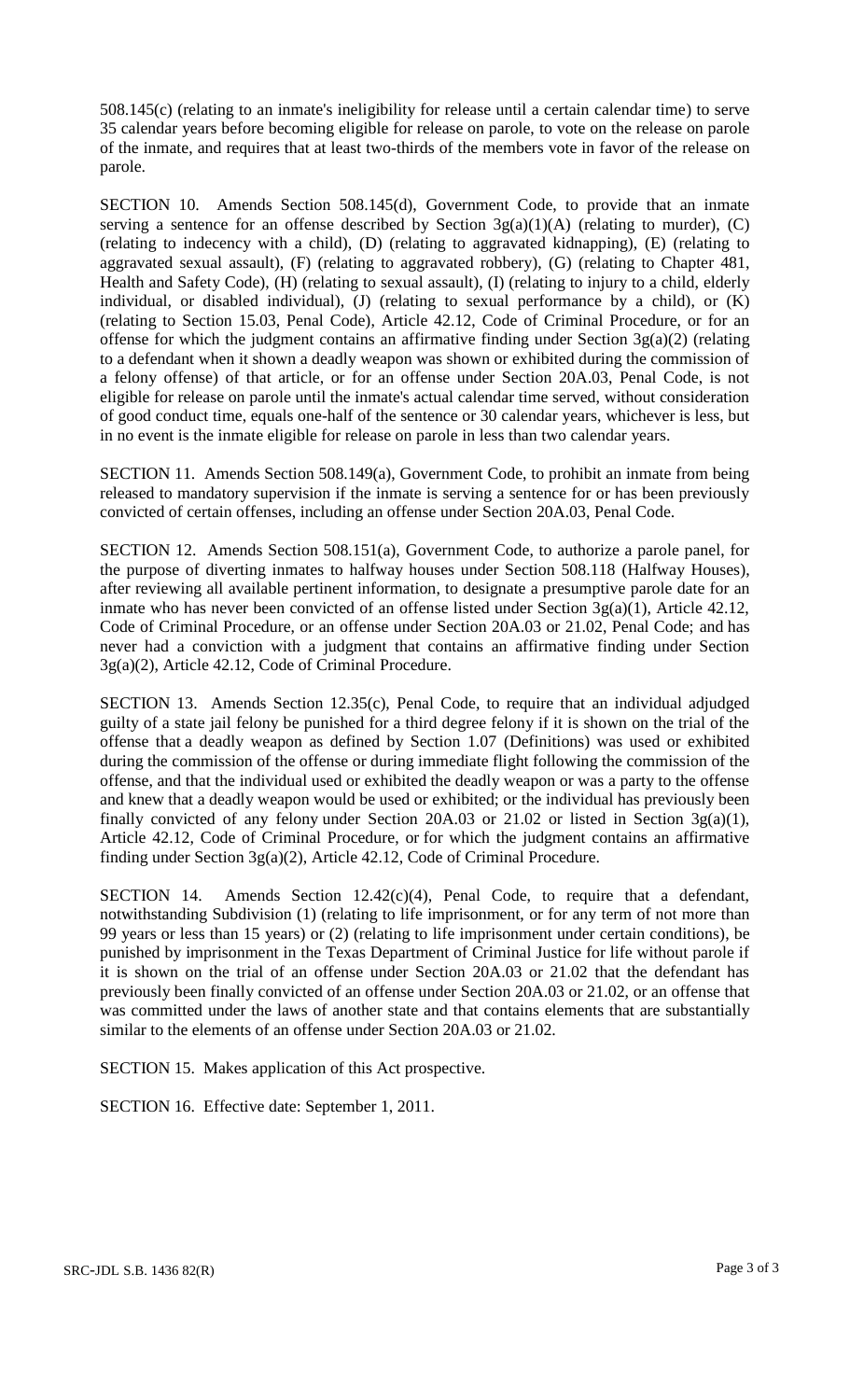508.145(c) (relating to an inmate's ineligibility for release until a certain calendar time) to serve 35 calendar years before becoming eligible for release on parole, to vote on the release on parole of the inmate, and requires that at least two-thirds of the members vote in favor of the release on parole.

SECTION 10. Amends Section 508.145(d), Government Code, to provide that an inmate serving a sentence for an offense described by Section 3g(a)(1)(A) (relating to murder), (C) (relating to indecency with a child), (D) (relating to aggravated kidnapping), (E) (relating to aggravated sexual assault), (F) (relating to aggravated robbery), (G) (relating to Chapter 481, Health and Safety Code), (H) (relating to sexual assault), (I) (relating to injury to a child, elderly individual, or disabled individual), (J) (relating to sexual performance by a child), or (K) (relating to Section 15.03, Penal Code), Article 42.12, Code of Criminal Procedure, or for an offense for which the judgment contains an affirmative finding under Section 3g(a)(2) (relating to a defendant when it shown a deadly weapon was shown or exhibited during the commission of a felony offense) of that article, or for an offense under Section 20A.03, Penal Code, is not eligible for release on parole until the inmate's actual calendar time served, without consideration of good conduct time, equals one-half of the sentence or 30 calendar years, whichever is less, but in no event is the inmate eligible for release on parole in less than two calendar years.

SECTION 11. Amends Section 508.149(a), Government Code, to prohibit an inmate from being released to mandatory supervision if the inmate is serving a sentence for or has been previously convicted of certain offenses, including an offense under Section 20A.03, Penal Code.

SECTION 12. Amends Section 508.151(a), Government Code, to authorize a parole panel, for the purpose of diverting inmates to halfway houses under Section 508.118 (Halfway Houses), after reviewing all available pertinent information, to designate a presumptive parole date for an inmate who has never been convicted of an offense listed under Section 3g(a)(1), Article 42.12, Code of Criminal Procedure, or an offense under Section 20A.03 or 21.02, Penal Code; and has never had a conviction with a judgment that contains an affirmative finding under Section 3g(a)(2), Article 42.12, Code of Criminal Procedure.

SECTION 13. Amends Section 12.35(c), Penal Code, to require that an individual adjudged guilty of a state jail felony be punished for a third degree felony if it is shown on the trial of the offense that a deadly weapon as defined by Section 1.07 (Definitions) was used or exhibited during the commission of the offense or during immediate flight following the commission of the offense, and that the individual used or exhibited the deadly weapon or was a party to the offense and knew that a deadly weapon would be used or exhibited; or the individual has previously been finally convicted of any felony under Section 20A.03 or 21.02 or listed in Section 3g(a)(1), Article 42.12, Code of Criminal Procedure, or for which the judgment contains an affirmative finding under Section 3g(a)(2), Article 42.12, Code of Criminal Procedure.

SECTION 14. Amends Section 12.42(c)(4), Penal Code, to require that a defendant, notwithstanding Subdivision (1) (relating to life imprisonment, or for any term of not more than 99 years or less than 15 years) or (2) (relating to life imprisonment under certain conditions), be punished by imprisonment in the Texas Department of Criminal Justice for life without parole if it is shown on the trial of an offense under Section 20A.03 or 21.02 that the defendant has previously been finally convicted of an offense under Section 20A.03 or 21.02, or an offense that was committed under the laws of another state and that contains elements that are substantially similar to the elements of an offense under Section 20A.03 or 21.02.

SECTION 15. Makes application of this Act prospective.

SECTION 16. Effective date: September 1, 2011.

SRC-JDL S.B. 1436 82(R)